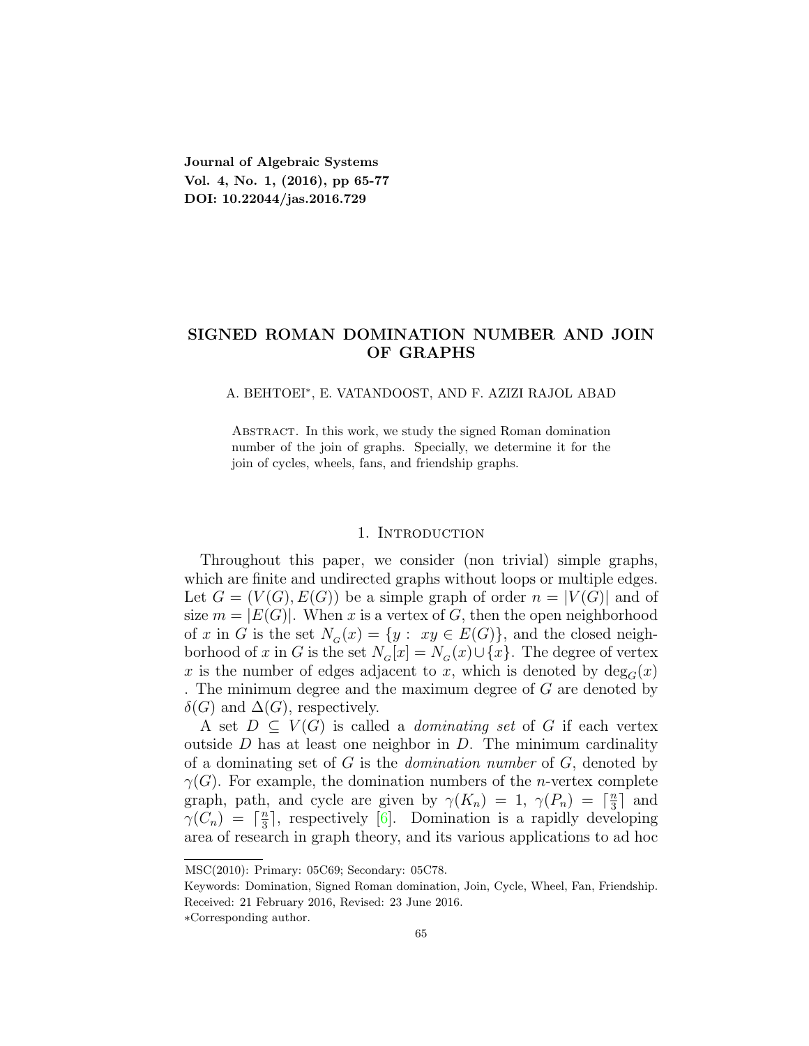**Journal of Algebraic Systems**
**Vol. 4, No. 1, (2016), pp 65-77**
**DOI: 10.22044/jas.2016.729**

# SIGNED ROMAN DOMINATION NUMBER AND JOIN OF GRAPHS

A. BEHTOEI*, E. VATANDOOST, AND F. AZIZI RAJOL ABAD

Abstract. In this work, we study the signed Roman domination number of the join of graphs. Specially, we determine it for the join of cycles, wheels, fans, and friendship graphs.

## 1. Introduction

Throughout this paper, we consider (non trivial) simple graphs, which are finite and undirected graphs without loops or multiple edges. Let $G = (V(G), E(G))$ be a simple graph of order $n = |V(G)|$ and of size $m = |E(G)|$. When $x$ is a vertex of $G$, then the open neighborhood of $x$ in $G$ is the set $N_G(x) = \{y : \ xy \in E(G)\}$, and the closed neighborhood of $x$ in $G$ is the set $N_G[x] = N_G(x) \cup \{x\}$. The degree of vertex $x$ is the number of edges adjacent to $x$, which is denoted by $\deg_G(x)$ . The minimum degree and the maximum degree of $G$ are denoted by $\delta(G)$ and $\Delta(G)$, respectively.

A set $D \subseteq V(G)$ is called a *dominating set* of $G$ if each vertex outside $D$ has at least one neighbor in $D$. The minimum cardinality of a dominating set of $G$ is the *domination number* of $G$, denoted by $\gamma(G)$. For example, the domination numbers of the $n$-vertex complete graph, path, and cycle are given by $\gamma(K_n) = 1$, $\gamma(P_n) = \lceil \frac{n}{3} \rceil$ and $\gamma(C_n) = \lceil \frac{n}{3} \rceil$, respectively [6]. Domination is a rapidly developing area of research in graph theory, and its various applications to ad hoc

MSC(2010): Primary: 05C69; Secondary: 05C78.

Keywords: Domination, Signed Roman domination, Join, Cycle, Wheel, Fan, Friendship.

Received: 21 February 2016, Revised: 23 June 2016.

*Corresponding author.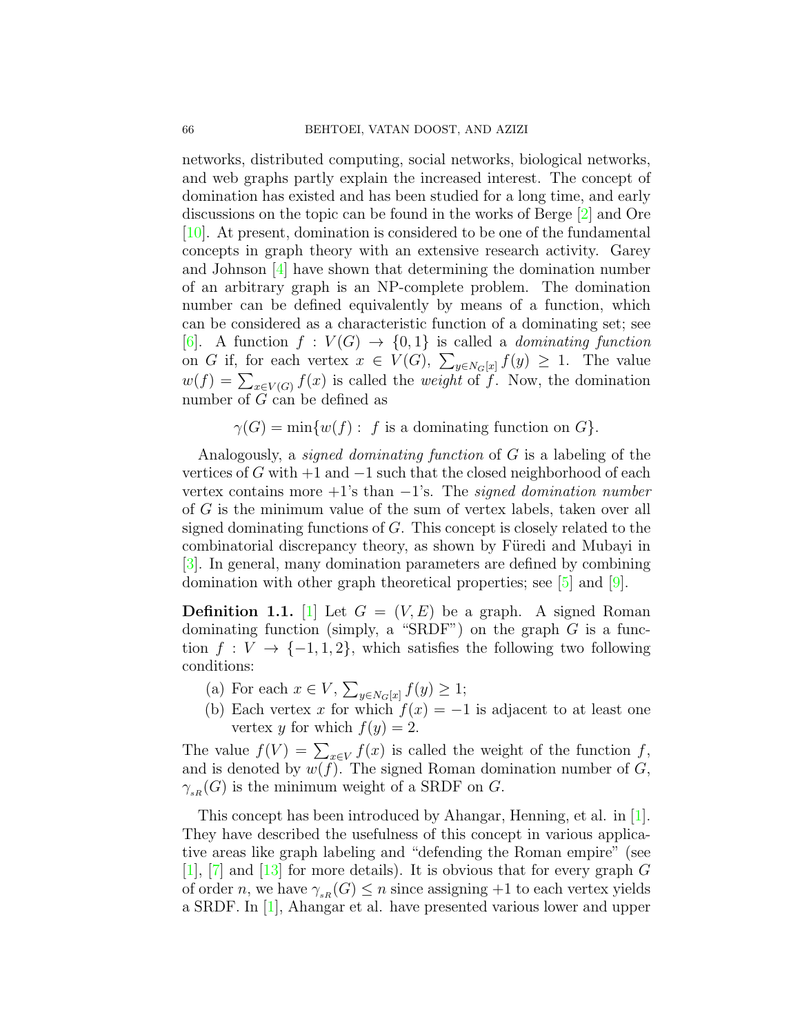networks, distributed computing, social networks, biological networks, and web graphs partly explain the increased interest. The concept of domination has existed and has been studied for a long time, and early discussions on the topic can be found in the works of Berge [2] and Ore [10]. At present, domination is considered to be one of the fundamental concepts in graph theory with an extensive research activity. Garey and Johnson [4] have shown that determining the domination number of an arbitrary graph is an NP-complete problem. The domination number can be defined equivalently by means of a function, which can be considered as a characteristic function of a dominating set; see [6]. A function $f : V(G) \to \{0, 1\}$ is called a *dominating function* on $G$ if, for each vertex $x \in V(G)$, $\sum_{y \in N_G[x]} f(y) \geq 1$. The value $w(f) = \sum_{x \in V(G)} f(x)$ is called the *weight* of $f$. Now, the domination number of $G$ can be defined as

$$\gamma(G) = \min\{w(f) : \ f \text{ is a dominating function on } G\}.$$

Analogously, a *signed dominating function* of $G$ is a labeling of the vertices of $G$ with $+1$ and $-1$ such that the closed neighborhood of each vertex contains more $+1$'s than $-1$'s. The *signed domination number* of $G$ is the minimum value of the sum of vertex labels, taken over all signed dominating functions of $G$. This concept is closely related to the combinatorial discrepancy theory, as shown by Füredi and Mubayi in [3]. In general, many domination parameters are defined by combining domination with other graph theoretical properties; see [5] and [9].

**Definition 1.1.** [1] Let $G = (V, E)$ be a graph. A signed Roman dominating function (simply, a "SRDF") on the graph $G$ is a function $f : V \to \{-1, 1, 2\}$, which satisfies the following two following conditions:

(a) For each $x \in V$, $\sum_{y \in N_G[x]} f(y) \geq 1$;

(b) Each vertex $x$ for which $f(x) = -1$ is adjacent to at least one vertex $y$ for which $f(y) = 2$.

The value $f(V) = \sum_{x \in V} f(x)$ is called the weight of the function $f$, and is denoted by $w(f)$. The signed Roman domination number of $G$, $\gamma_{sR}(G)$ is the minimum weight of a SRDF on $G$.

This concept has been introduced by Ahangar, Henning, et al. in [1]. They have described the usefulness of this concept in various applicative areas like graph labeling and "defending the Roman empire" (see [1], [7] and [13] for more details). It is obvious that for every graph $G$ of order $n$, we have $\gamma_{sR}(G) \leq n$ since assigning $+1$ to each vertex yields a SRDF. In [1], Ahangar et al. have presented various lower and upper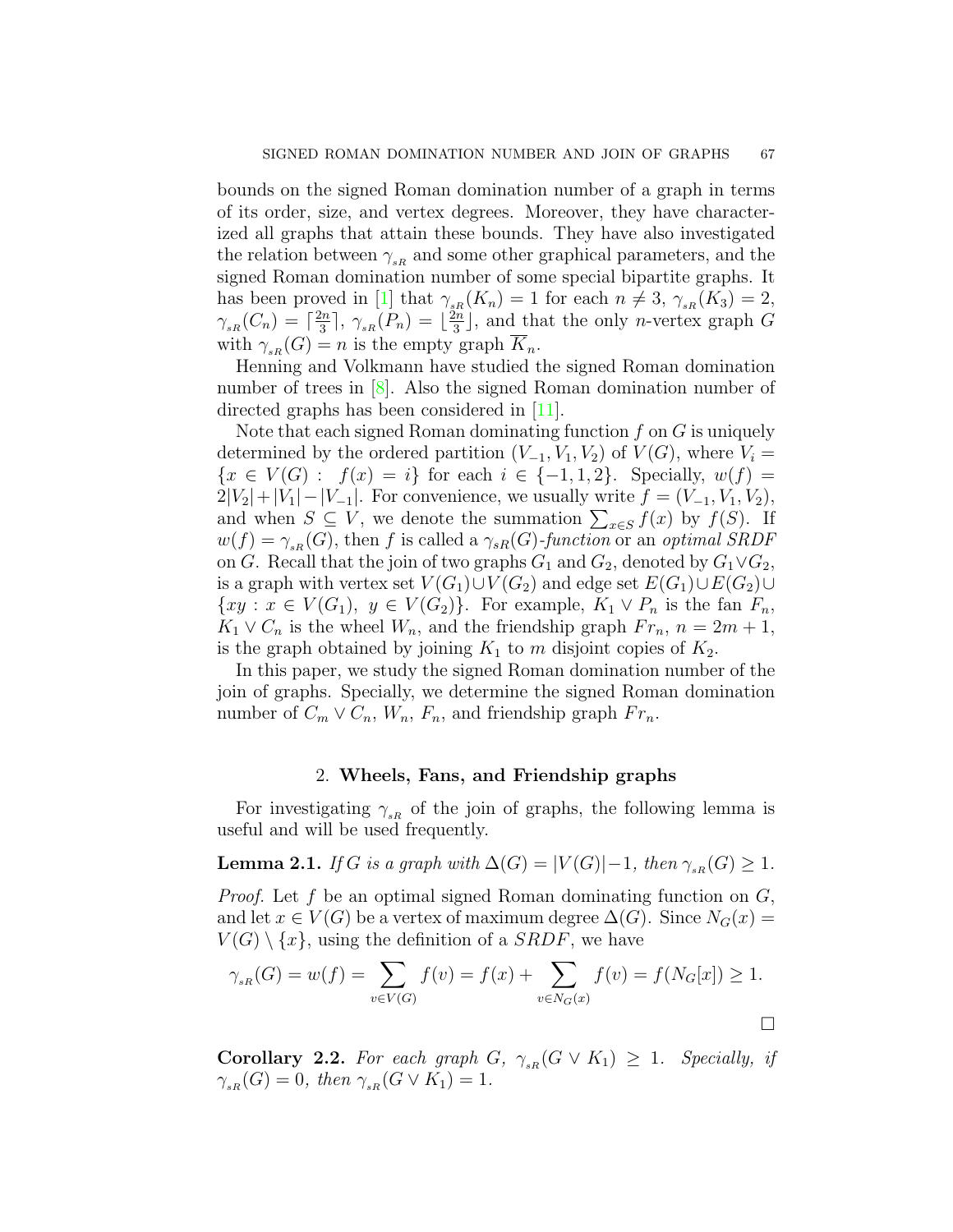bounds on the signed Roman domination number of a graph in terms of its order, size, and vertex degrees. Moreover, they have characterized all graphs that attain these bounds. They have also investigated the relation between $\gamma_{sR}$ and some other graphical parameters, and the signed Roman domination number of some special bipartite graphs. It has been proved in [1] that $\gamma_{sR}(K_n) = 1$ for each $n \neq 3$, $\gamma_{sR}(K_3) = 2$, $\gamma_{sR}(C_n) = \lceil \frac{2n}{3} \rceil$, $\gamma_{sR}(P_n) = \lfloor \frac{2n}{3} \rfloor$, and that the only $n$-vertex graph $G$ with $\gamma_{sR}(G) = n$ is the empty graph $\overline{K}_n$.

Henning and Volkmann have studied the signed Roman domination number of trees in [8]. Also the signed Roman domination number of directed graphs has been considered in [11].

Note that each signed Roman dominating function $f$ on $G$ is uniquely determined by the ordered partition $(V_{-1}, V_1, V_2)$ of $V(G)$, where $V_i = \{x \in V(G) : f(x) = i\}$ for each $i \in \{-1, 1, 2\}$. Specially, $w(f) = 2|V_2| + |V_1| - |V_{-1}|$. For convenience, we usually write $f = (V_{-1}, V_1, V_2)$, and when $S \subseteq V$, we denote the summation $\sum_{x \in S} f(x)$ by $f(S)$. If $w(f) = \gamma_{sR}(G)$, then $f$ is called a *$\gamma_{sR}(G)$-function* or an *optimal SRDF* on $G$. Recall that the join of two graphs $G_1$ and $G_2$, denoted by $G_1 \vee G_2$, is a graph with vertex set $V(G_1) \cup V(G_2)$ and edge set $E(G_1) \cup E(G_2) \cup \{xy : x \in V(G_1),\ y \in V(G_2)\}$. For example, $K_1 \vee P_n$ is the fan $F_n$, $K_1 \vee C_n$ is the wheel $W_n$, and the friendship graph $Fr_n$, $n = 2m + 1$, is the graph obtained by joining $K_1$ to $m$ disjoint copies of $K_2$.

In this paper, we study the signed Roman domination number of the join of graphs. Specially, we determine the signed Roman domination number of $C_m \vee C_n$, $W_n$, $F_n$, and friendship graph $Fr_n$.

## 2. Wheels, Fans, and Friendship graphs

For investigating $\gamma_{sR}$ of the join of graphs, the following lemma is useful and will be used frequently.

**Lemma 2.1.** *If $G$ is a graph with $\Delta(G) = |V(G)| - 1$, then $\gamma_{sR}(G) \geq 1$.*

*Proof.* Let $f$ be an optimal signed Roman dominating function on $G$, and let $x \in V(G)$ be a vertex of maximum degree $\Delta(G)$. Since $N_G(x) = V(G) \setminus \{x\}$, using the definition of a $SRDF$, we have

$$\gamma_{sR}(G) = w(f) = \sum_{v \in V(G)} f(v) = f(x) + \sum_{v \in N_G(x)} f(v) = f(N_G[x]) \geq 1.$$

$\square$

**Corollary 2.2.** *For each graph $G$, $\gamma_{sR}(G \vee K_1) \geq 1$. Specially, if $\gamma_{sR}(G) = 0$, then $\gamma_{sR}(G \vee K_1) = 1$.*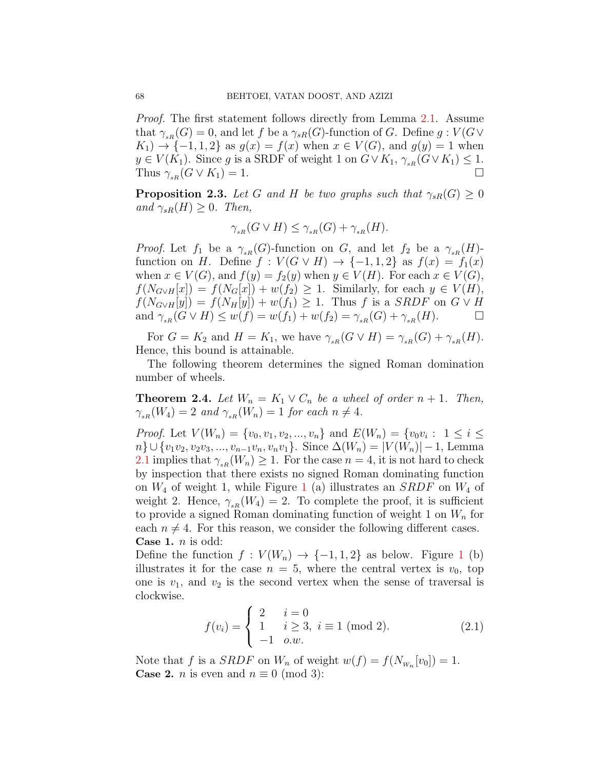*Proof.* The first statement follows directly from Lemma 2.1. Assume that $\gamma_{_{sR}}(G) = 0$, and let $f$ be a $\gamma_{sR}(G)$-function of $G$. Define $g : V(G \vee K_1) \to \{-1, 1, 2\}$ as $g(x) = f(x)$ when $x \in V(G)$, and $g(y) = 1$ when $y \in V(K_1)$. Since $g$ is a SRDF of weight 1 on $G \vee K_1$, $\gamma_{_{sR}}(G \vee K_1) \leq 1$. Thus $\gamma_{_{sR}}(G \vee K_1) = 1$. $\square$

**Proposition 2.3.** *Let $G$ and $H$ be two graphs such that $\gamma_{sR}(G) \geq 0$ and $\gamma_{sR}(H) \geq 0$. Then,*

$$\gamma_{_{sR}}(G \vee H) \leq \gamma_{_{sR}}(G) + \gamma_{_{sR}}(H).$$

*Proof.* Let $f_1$ be a $\gamma_{_{sR}}(G)$-function on $G$, and let $f_2$ be a $\gamma_{_{sR}}(H)$-function on $H$. Define $f : V(G \vee H) \to \{-1, 1, 2\}$ as $f(x) = f_1(x)$ when $x \in V(G)$, and $f(y) = f_2(y)$ when $y \in V(H)$. For each $x \in V(G)$, $f(N_{G \vee H}[x]) = f(N_G[x]) + w(f_2) \geq 1$. Similarly, for each $y \in V(H)$, $f(N_{G \vee H}[y]) = f(N_H[y]) + w(f_1) \geq 1$. Thus $f$ is a $SRDF$ on $G \vee H$ and $\gamma_{_{sR}}(G \vee H) \leq w(f) = w(f_1) + w(f_2) = \gamma_{_{sR}}(G) + \gamma_{_{sR}}(H)$. $\square$

For $G = K_2$ and $H = K_1$, we have $\gamma_{_{sR}}(G \vee H) = \gamma_{_{sR}}(G) + \gamma_{_{sR}}(H)$. Hence, this bound is attainable.

The following theorem determines the signed Roman domination number of wheels.

**Theorem 2.4.** *Let $W_n = K_1 \vee C_n$ be a wheel of order $n + 1$. Then, $\gamma_{_{sR}}(W_4) = 2$ and $\gamma_{_{sR}}(W_n) = 1$ for each $n \neq 4$.*

*Proof.* Let $V(W_n) = \{v_0, v_1, v_2, ..., v_n\}$ and $E(W_n) = \{v_0 v_i : \ 1 \leq i \leq n\} \cup \{v_1 v_2, v_2 v_3, ..., v_{n-1} v_n, v_n v_1\}$. Since $\Delta(W_n) = |V(W_n)| - 1$, Lemma 2.1 implies that $\gamma_{_{sR}}(W_n) \geq 1$. For the case $n = 4$, it is not hard to check by inspection that there exists no signed Roman dominating function on $W_4$ of weight 1, while Figure 1 (a) illustrates an $SRDF$ on $W_4$ of weight 2. Hence, $\gamma_{_{sR}}(W_4) = 2$. To complete the proof, it is sufficient to provide a signed Roman dominating function of weight 1 on $W_n$ for each $n \neq 4$. For this reason, we consider the following different cases.

**Case 1.** $n$ is odd:

Define the function $f : V(W_n) \to \{-1, 1, 2\}$ as below. Figure 1 (b) illustrates it for the case $n = 5$, where the central vertex is $v_0$, top one is $v_1$, and $v_2$ is the second vertex when the sense of traversal is clockwise.

$$f(v_i) = \begin{cases} 2 & i = 0 \\ 1 & i \geq 3, \ i \equiv 1 \pmod 2. \\ -1 & o.w. \end{cases} \tag{2.1}$$

Note that $f$ is a $SRDF$ on $W_n$ of weight $w(f) = f(N_{W_n}[v_0]) = 1$.

**Case 2.** $n$ is even and $n \equiv 0 \pmod 3$: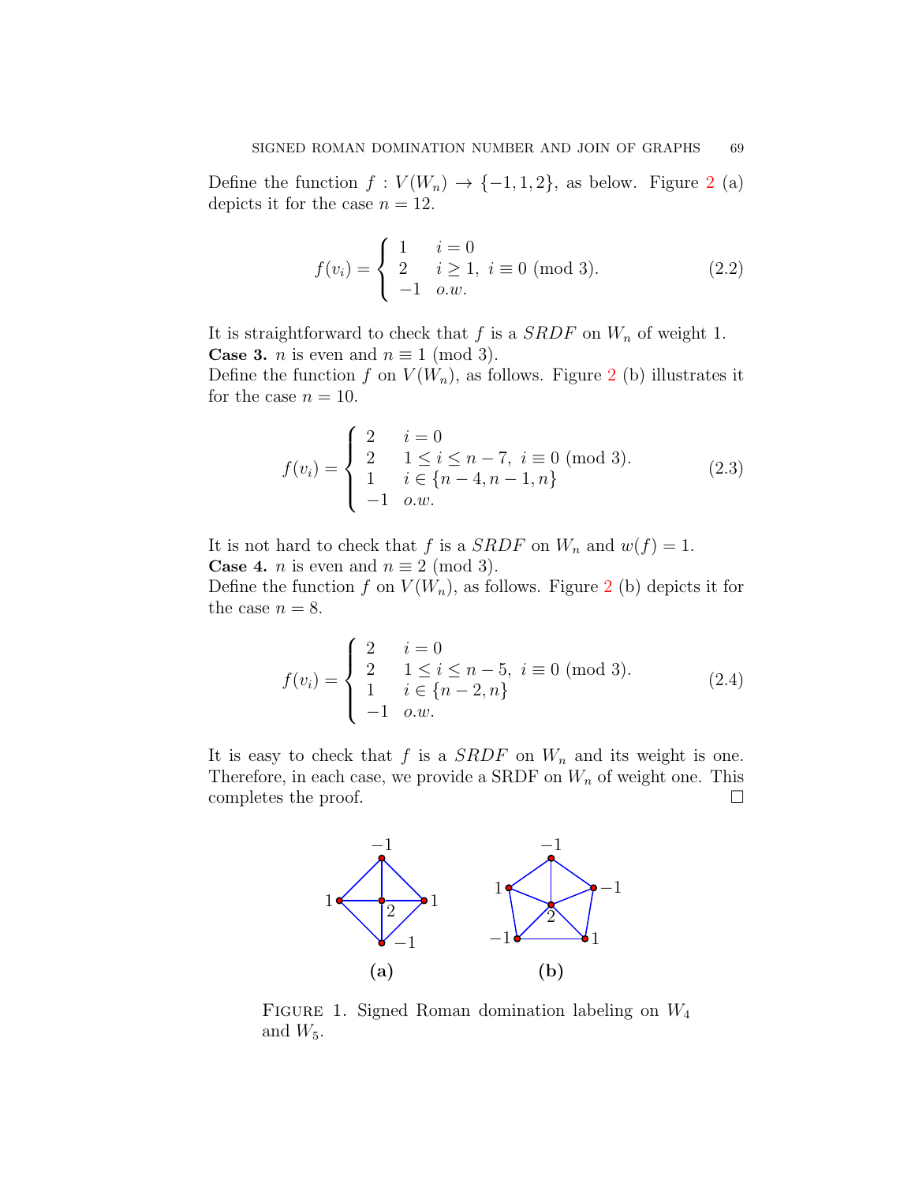Define the function $f : V(W_n) \to \{-1, 1, 2\}$, as below. Figure 2 (a) depicts it for the case $n = 12$.

$$f(v_i) = \begin{cases} 1 & i = 0 \\ 2 & i \geq 1, \ i \equiv 0 \pmod 3. \\ -1 & o.w. \end{cases} \tag{2.2}$$

It is straightforward to check that $f$ is a $SRDF$ on $W_n$ of weight 1.

**Case 3.** $n$ is even and $n \equiv 1 \pmod 3$.

Define the function $f$ on $V(W_n)$, as follows. Figure 2 (b) illustrates it for the case $n = 10$.

$$f(v_i) = \begin{cases} 2 & i = 0 \\ 2 & 1 \leq i \leq n-7, \ i \equiv 0 \pmod 3. \\ 1 & i \in \{n-4, n-1, n\} \\ -1 & o.w. \end{cases} \tag{2.3}$$

It is not hard to check that $f$ is a $SRDF$ on $W_n$ and $w(f) = 1$.

**Case 4.** $n$ is even and $n \equiv 2 \pmod 3$.

Define the function $f$ on $V(W_n)$, as follows. Figure 2 (b) depicts it for the case $n = 8$.

$$f(v_i) = \begin{cases} 2 & i = 0 \\ 2 & 1 \leq i \leq n-5, \ i \equiv 0 \pmod 3. \\ 1 & i \in \{n-2, n\} \\ -1 & o.w. \end{cases} \tag{2.4}$$

It is easy to check that $f$ is a $SRDF$ on $W_n$ and its weight is one. Therefore, in each case, we provide a SRDF on $W_n$ of weight one. This completes the proof. □

**(a)** **(b)**

Figure 1. Signed Roman domination labeling on $W_4$ and $W_5$.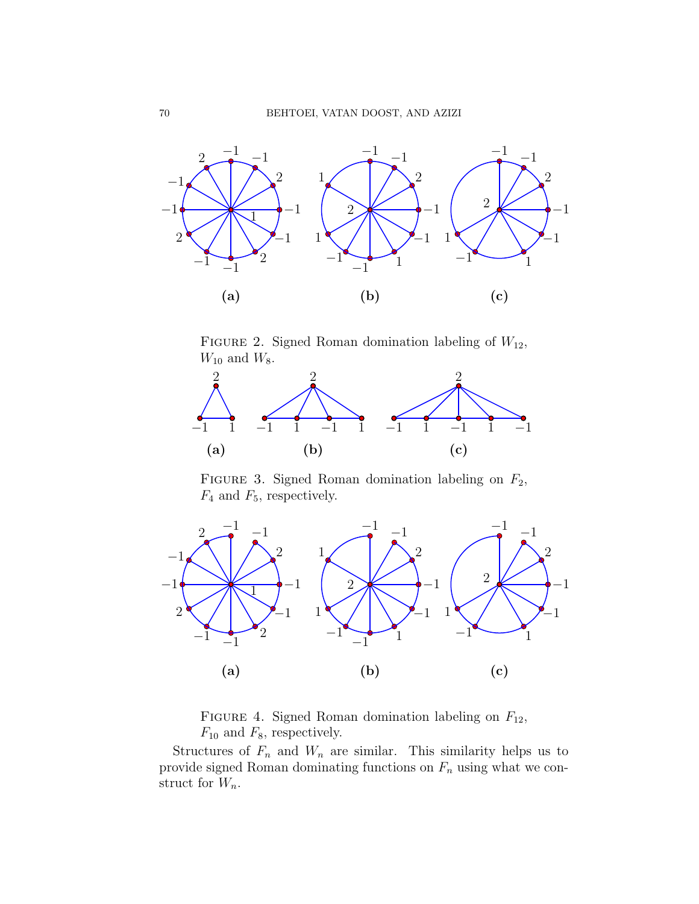FIGURE 2. Signed Roman domination labeling of $W_{12}$, $W_{10}$ and $W_8$.

FIGURE 3. Signed Roman domination labeling on $F_2$, $F_4$ and $F_5$, respectively.

FIGURE 4. Signed Roman domination labeling on $F_{12}$, $F_{10}$ and $F_8$, respectively.

Structures of $F_n$ and $W_n$ are similar. This similarity helps us to provide signed Roman dominating functions on $F_n$ using what we construct for $W_n$.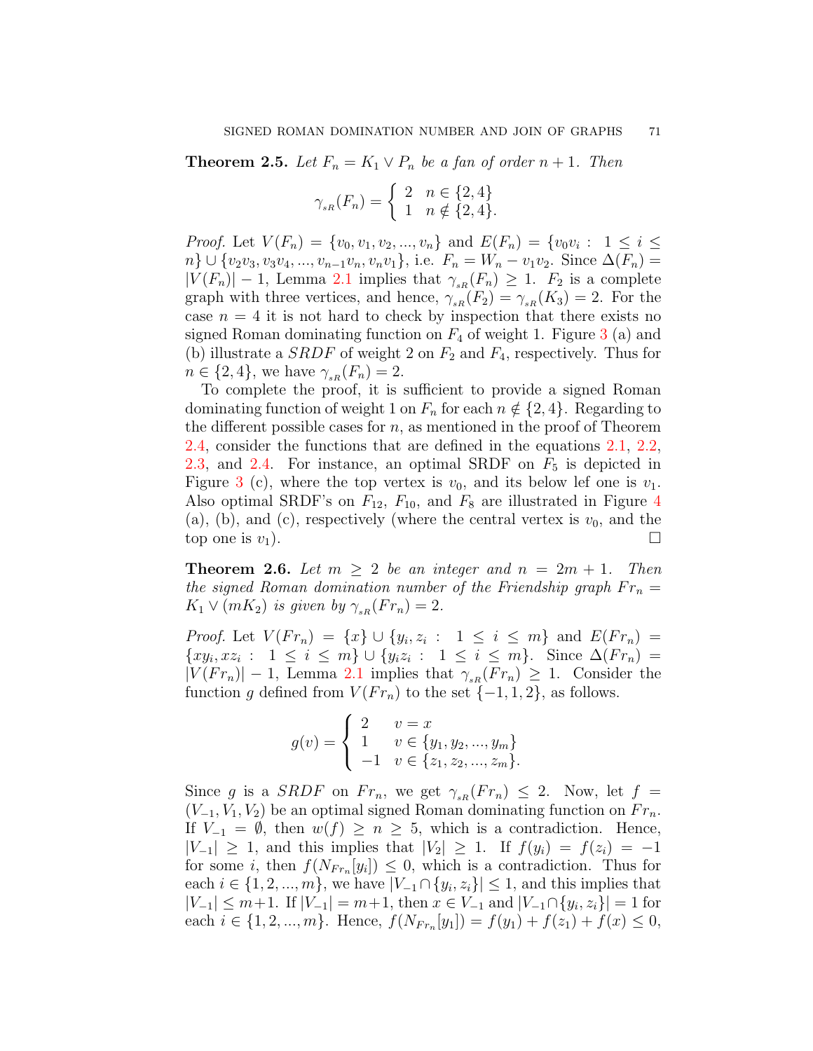**Theorem 2.5.** *Let $F_n = K_1 \vee P_n$ be a fan of order $n+1$. Then*

$$\gamma_{sR}(F_n) = \begin{cases} 2 & n \in \{2,4\} \\ 1 & n \notin \{2,4\}. \end{cases}$$

*Proof.* Let $V(F_n) = \{v_0, v_1, v_2, ..., v_n\}$ and $E(F_n) = \{v_0v_i : 1 \le i \le n\} \cup \{v_2v_3, v_3v_4, ..., v_{n-1}v_n, v_nv_1\}$, i.e. $F_n = W_n - v_1v_2$. Since $\Delta(F_n) = |V(F_n)| - 1$, Lemma 2.1 implies that $\gamma_{sR}(F_n) \ge 1$. $F_2$ is a complete graph with three vertices, and hence, $\gamma_{sR}(F_2) = \gamma_{sR}(K_3) = 2$. For the case $n = 4$ it is not hard to check by inspection that there exists no signed Roman dominating function on $F_4$ of weight 1. Figure 3 (a) and (b) illustrate a $SRDF$ of weight 2 on $F_2$ and $F_4$, respectively. Thus for $n \in \{2,4\}$, we have $\gamma_{sR}(F_n) = 2$.

To complete the proof, it is sufficient to provide a signed Roman dominating function of weight 1 on $F_n$ for each $n \notin \{2,4\}$. Regarding to the different possible cases for $n$, as mentioned in the proof of Theorem 2.4, consider the functions that are defined in the equations 2.1, 2.2, 2.3, and 2.4. For instance, an optimal SRDF on $F_5$ is depicted in Figure 3 (c), where the top vertex is $v_0$, and its below lef one is $v_1$. Also optimal SRDF's on $F_{12}$, $F_{10}$, and $F_8$ are illustrated in Figure 4 (a), (b), and (c), respectively (where the central vertex is $v_0$, and the top one is $v_1$). □

**Theorem 2.6.** *Let $m \ge 2$ be an integer and $n = 2m+1$. Then the signed Roman domination number of the Friendship graph $Fr_n = K_1 \vee (mK_2)$ is given by $\gamma_{sR}(Fr_n) = 2$.*

*Proof.* Let $V(Fr_n) = \{x\} \cup \{y_i, z_i : 1 \le i \le m\}$ and $E(Fr_n) = \{xy_i, xz_i : 1 \le i \le m\} \cup \{y_iz_i : 1 \le i \le m\}$. Since $\Delta(Fr_n) = |V(Fr_n)| - 1$, Lemma 2.1 implies that $\gamma_{sR}(Fr_n) \ge 1$. Consider the function $g$ defined from $V(Fr_n)$ to the set $\{-1, 1, 2\}$, as follows.

$$g(v) = \begin{cases} 2 & v = x \\ 1 & v \in \{y_1, y_2, ..., y_m\} \\ -1 & v \in \{z_1, z_2, ..., z_m\}. \end{cases}$$

Since $g$ is a $SRDF$ on $Fr_n$, we get $\gamma_{sR}(Fr_n) \le 2$. Now, let $f = (V_{-1}, V_1, V_2)$ be an optimal signed Roman dominating function on $Fr_n$. If $V_{-1} = \emptyset$, then $w(f) \ge n \ge 5$, which is a contradiction. Hence, $|V_{-1}| \ge 1$, and this implies that $|V_2| \ge 1$. If $f(y_i) = f(z_i) = -1$ for some $i$, then $f(N_{Fr_n}[y_i]) \le 0$, which is a contradiction. Thus for each $i \in \{1, 2, ..., m\}$, we have $|V_{-1} \cap \{y_i, z_i\}| \le 1$, and this implies that $|V_{-1}| \le m+1$. If $|V_{-1}| = m+1$, then $x \in V_{-1}$ and $|V_{-1} \cap \{y_i, z_i\}| = 1$ for each $i \in \{1, 2, ..., m\}$. Hence, $f(N_{Fr_n}[y_1]) = f(y_1) + f(z_1) + f(x) \le 0$,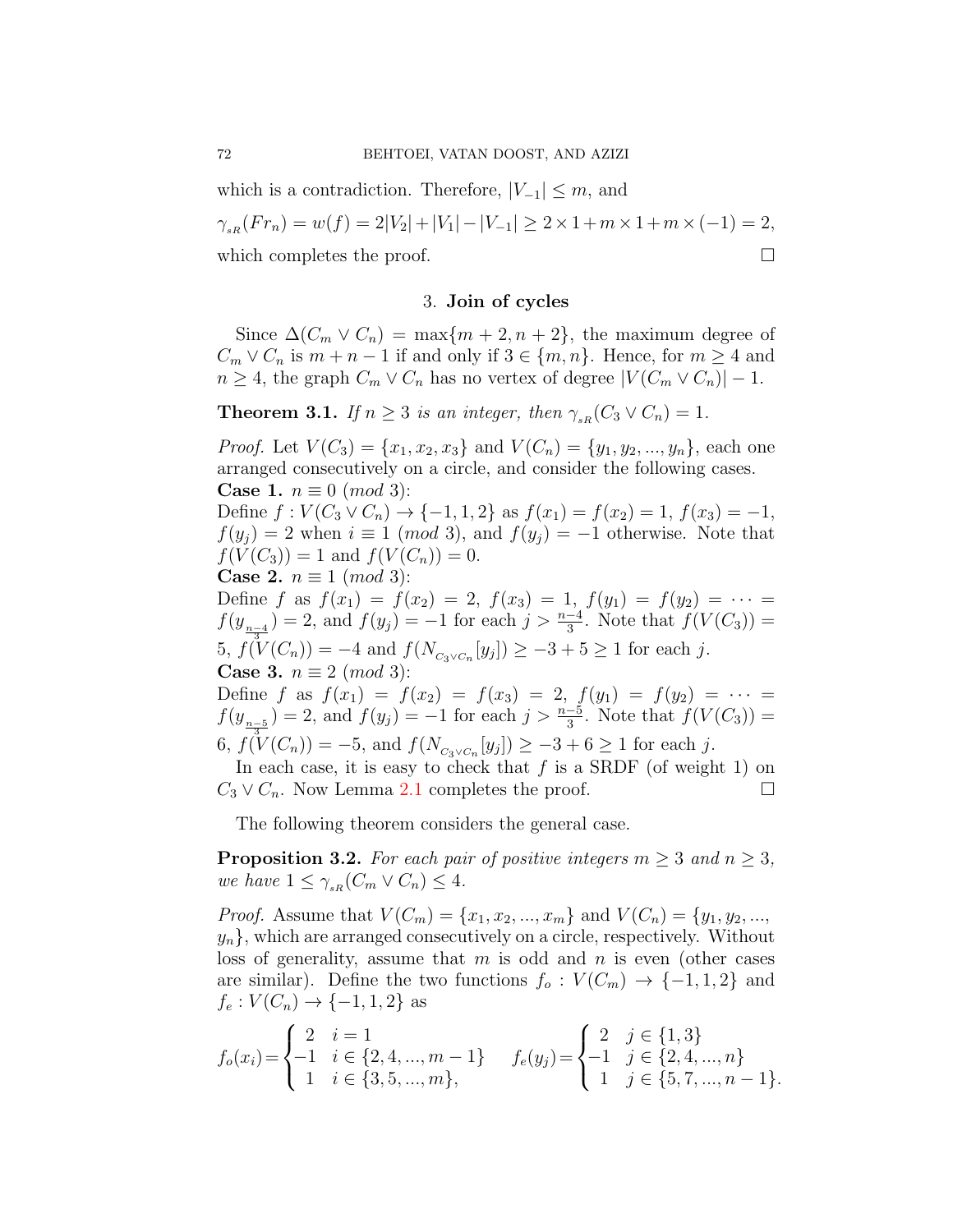which is a contradiction. Therefore, $|V_{-1}| \leq m$, and

$$\gamma_{sR}(Fr_n) = w(f) = 2|V_2| + |V_1| - |V_{-1}| \geq 2 \times 1 + m \times 1 + m \times (-1) = 2,$$

which completes the proof. $\square$

## 3. Join of cycles

Since $\Delta(C_m \vee C_n) = \max\{m+2, n+2\}$, the maximum degree of $C_m \vee C_n$ is $m+n-1$ if and only if $3 \in \{m, n\}$. Hence, for $m \geq 4$ and $n \geq 4$, the graph $C_m \vee C_n$ has no vertex of degree $|V(C_m \vee C_n)| - 1$.

**Theorem 3.1.** *If $n \geq 3$ is an integer, then $\gamma_{sR}(C_3 \vee C_n) = 1$.*

*Proof.* Let $V(C_3) = \{x_1, x_2, x_3\}$ and $V(C_n) = \{y_1, y_2, ..., y_n\}$, each one arranged consecutively on a circle, and consider the following cases.

**Case 1.** $n \equiv 0 \ (mod\ 3)$:
Define $f : V(C_3 \vee C_n) \to \{-1, 1, 2\}$ as $f(x_1) = f(x_2) = 1$, $f(x_3) = -1$, $f(y_j) = 2$ when $i \equiv 1 \ (mod\ 3)$, and $f(y_j) = -1$ otherwise. Note that $f(V(C_3)) = 1$ and $f(V(C_n)) = 0$.

**Case 2.** $n \equiv 1 \ (mod\ 3)$:
Define $f$ as $f(x_1) = f(x_2) = 2$, $f(x_3) = 1$, $f(y_1) = f(y_2) = \cdots = f(y_{\frac{n-4}{3}}) = 2$, and $f(y_j) = -1$ for each $j > \frac{n-4}{3}$. Note that $f(V(C_3)) = 5$, $f(V(C_n)) = -4$ and $f(N_{C_3 \vee C_n}[y_j]) \geq -3 + 5 \geq 1$ for each $j$.

**Case 3.** $n \equiv 2 \ (mod\ 3)$:
Define $f$ as $f(x_1) = f(x_2) = f(x_3) = 2$, $f(y_1) = f(y_2) = \cdots = f(y_{\frac{n-5}{3}}) = 2$, and $f(y_j) = -1$ for each $j > \frac{n-5}{3}$. Note that $f(V(C_3)) = 6$, $f(V(C_n)) = -5$, and $f(N_{C_3 \vee C_n}[y_j]) \geq -3 + 6 \geq 1$ for each $j$.

In each case, it is easy to check that $f$ is a SRDF (of weight 1) on $C_3 \vee C_n$. Now Lemma 2.1 completes the proof. $\square$

The following theorem considers the general case.

**Proposition 3.2.** *For each pair of positive integers $m \geq 3$ and $n \geq 3$, we have $1 \leq \gamma_{sR}(C_m \vee C_n) \leq 4$.*

*Proof.* Assume that $V(C_m) = \{x_1, x_2, ..., x_m\}$ and $V(C_n) = \{y_1, y_2, ..., y_n\}$, which are arranged consecutively on a circle, respectively. Without loss of generality, assume that $m$ is odd and $n$ is even (other cases are similar). Define the two functions $f_o : V(C_m) \to \{-1, 1, 2\}$ and $f_e : V(C_n) \to \{-1, 1, 2\}$ as

$$f_o(x_i) = \begin{cases} 2 & i = 1 \\ -1 & i \in \{2, 4, ..., m-1\} \\ 1 & i \in \{3, 5, ..., m\}, \end{cases} \qquad f_e(y_j) = \begin{cases} 2 & j \in \{1, 3\} \\ -1 & j \in \{2, 4, ..., n\} \\ 1 & j \in \{5, 7, ..., n-1\}. \end{cases}$$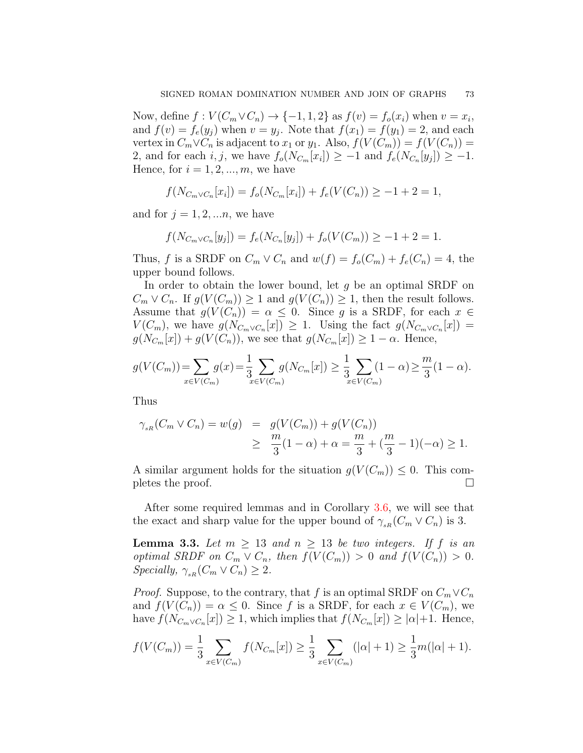Now, define $f : V(C_m \vee C_n) \rightarrow \{-1, 1, 2\}$ as $f(v) = f_o(x_i)$ when $v = x_i$, and $f(v) = f_e(y_j)$ when $v = y_j$. Note that $f(x_1) = f(y_1) = 2$, and each vertex in $C_m \vee C_n$ is adjacent to $x_1$ or $y_1$. Also, $f(V(C_m)) = f(V(C_n)) = 2$, and for each $i, j$, we have $f_o(N_{C_m}[x_i]) \geq -1$ and $f_e(N_{C_n}[y_j]) \geq -1$. Hence, for $i = 1, 2, ..., m$, we have

$$f(N_{C_m \vee C_n}[x_i]) = f_o(N_{C_m}[x_i]) + f_e(V(C_n)) \geq -1 + 2 = 1,$$

and for $j = 1, 2, ...n$, we have

$$f(N_{C_m \vee C_n}[y_j]) = f_e(N_{C_n}[y_j]) + f_o(V(C_m)) \geq -1 + 2 = 1.$$

Thus, $f$ is a SRDF on $C_m \vee C_n$ and $w(f) = f_o(C_m) + f_e(C_n) = 4$, the upper bound follows.

In order to obtain the lower bound, let $g$ be an optimal SRDF on $C_m \vee C_n$. If $g(V(C_m)) \geq 1$ and $g(V(C_n)) \geq 1$, then the result follows. Assume that $g(V(C_n)) = \alpha \leq 0$. Since $g$ is a SRDF, for each $x \in V(C_m)$, we have $g(N_{C_m \vee C_n}[x]) \geq 1$. Using the fact $g(N_{C_m \vee C_n}[x]) = g(N_{C_m}[x]) + g(V(C_n))$, we see that $g(N_{C_m}[x]) \geq 1 - \alpha$. Hence,

$$g(V(C_m)) = \sum_{x \in V(C_m)} g(x) = \frac{1}{3} \sum_{x \in V(C_m)} g(N_{C_m}[x]) \geq \frac{1}{3} \sum_{x \in V(C_m)} (1 - \alpha) \geq \frac{m}{3}(1 - \alpha).$$

Thus

$$\begin{aligned}
\gamma_{sR}(C_m \vee C_n) = w(g) &= g(V(C_m)) + g(V(C_n)) \\
&\geq \frac{m}{3}(1 - \alpha) + \alpha = \frac{m}{3} + (\frac{m}{3} - 1)(-\alpha) \geq 1.
\end{aligned}$$

A similar argument holds for the situation $g(V(C_m)) \leq 0$. This completes the proof. $\square$

After some required lemmas and in Corollary 3.6, we will see that the exact and sharp value for the upper bound of $\gamma_{sR}(C_m \vee C_n)$ is 3.

**Lemma 3.3.** *Let $m \geq 13$ and $n \geq 13$ be two integers. If $f$ is an optimal SRDF on $C_m \vee C_n$, then $f(V(C_m)) > 0$ and $f(V(C_n)) > 0$. Specially, $\gamma_{sR}(C_m \vee C_n) \geq 2$.*

*Proof.* Suppose, to the contrary, that $f$ is an optimal SRDF on $C_m \vee C_n$ and $f(V(C_n)) = \alpha \leq 0$. Since $f$ is a SRDF, for each $x \in V(C_m)$, we have $f(N_{C_m \vee C_n}[x]) \geq 1$, which implies that $f(N_{C_m}[x]) \geq |\alpha| + 1$. Hence,

$$f(V(C_m)) = \frac{1}{3} \sum_{x \in V(C_m)} f(N_{C_m}[x]) \geq \frac{1}{3} \sum_{x \in V(C_m)} (|\alpha| + 1) \geq \frac{1}{3} m(|\alpha| + 1).$$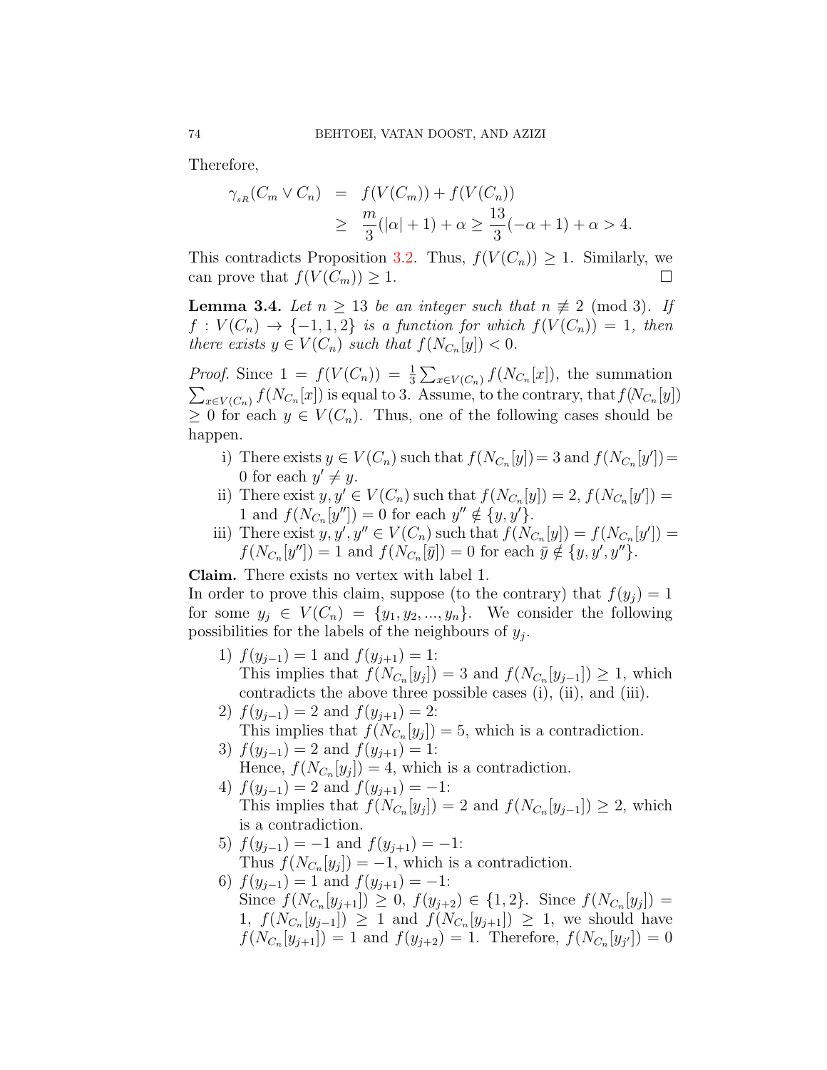Therefore,

$$
\begin{aligned}
\gamma_{_{sR}}(C_m \vee C_n) &= f(V(C_m)) + f(V(C_n)) \\
&\geq \frac{m}{3}(|\alpha| + 1) + \alpha \geq \frac{13}{3}(-\alpha + 1) + \alpha > 4.
\end{aligned}
$$

This contradicts Proposition 3.2. Thus, $f(V(C_n)) \geq 1$. Similarly, we can prove that $f(V(C_m)) \geq 1$. $\square$

**Lemma 3.4.** *Let $n \geq 13$ be an integer such that $n \not\equiv 2 \pmod 3$. If $f : V(C_n) \to \{-1, 1, 2\}$ is a function for which $f(V(C_n)) = 1$, then there exists $y \in V(C_n)$ such that $f(N_{C_n}[y]) < 0$.*

*Proof.* Since $1 = f(V(C_n)) = \frac{1}{3}\sum_{x \in V(C_n)} f(N_{C_n}[x])$, the summation $\sum_{x \in V(C_n)} f(N_{C_n}[x])$ is equal to 3. Assume, to the contrary, that $f(N_{C_n}[y]) \geq 0$ for each $y \in V(C_n)$. Thus, one of the following cases should be happen.

i) There exists $y \in V(C_n)$ such that $f(N_{C_n}[y]) = 3$ and $f(N_{C_n}[y']) = 0$ for each $y' \neq y$.
ii) There exist $y, y' \in V(C_n)$ such that $f(N_{C_n}[y]) = 2$, $f(N_{C_n}[y']) = 1$ and $f(N_{C_n}[y'']) = 0$ for each $y'' \notin \{y, y'\}$.
iii) There exist $y, y', y'' \in V(C_n)$ such that $f(N_{C_n}[y]) = f(N_{C_n}[y']) = f(N_{C_n}[y'']) = 1$ and $f(N_{C_n}[\bar{y}]) = 0$ for each $\bar{y} \notin \{y, y', y''\}$.

**Claim.** There exists no vertex with label 1.
In order to prove this claim, suppose (to the contrary) that $f(y_j) = 1$ for some $y_j \in V(C_n) = \{y_1, y_2, ..., y_n\}$. We consider the following possibilities for the labels of the neighbours of $y_j$.

1) $f(y_{j-1}) = 1$ and $f(y_{j+1}) = 1$:
This implies that $f(N_{C_n}[y_j]) = 3$ and $f(N_{C_n}[y_{j-1}]) \geq 1$, which contradicts the above three possible cases (i), (ii), and (iii).
2) $f(y_{j-1}) = 2$ and $f(y_{j+1}) = 2$:
This implies that $f(N_{C_n}[y_j]) = 5$, which is a contradiction.
3) $f(y_{j-1}) = 2$ and $f(y_{j+1}) = 1$:
Hence, $f(N_{C_n}[y_j]) = 4$, which is a contradiction.
4) $f(y_{j-1}) = 2$ and $f(y_{j+1}) = -1$:
This implies that $f(N_{C_n}[y_j]) = 2$ and $f(N_{C_n}[y_{j-1}]) \geq 2$, which is a contradiction.
5) $f(y_{j-1}) = -1$ and $f(y_{j+1}) = -1$:
Thus $f(N_{C_n}[y_j]) = -1$, which is a contradiction.
6) $f(y_{j-1}) = 1$ and $f(y_{j+1}) = -1$:
Since $f(N_{C_n}[y_{j+1}]) \geq 0$, $f(y_{j+2}) \in \{1, 2\}$. Since $f(N_{C_n}[y_j]) = 1$, $f(N_{C_n}[y_{j-1}]) \geq 1$ and $f(N_{C_n}[y_{j+1}]) \geq 1$, we should have $f(N_{C_n}[y_{j+1}]) = 1$ and $f(y_{j+2}) = 1$. Therefore, $f(N_{C_n}[y_{j'}]) = 0$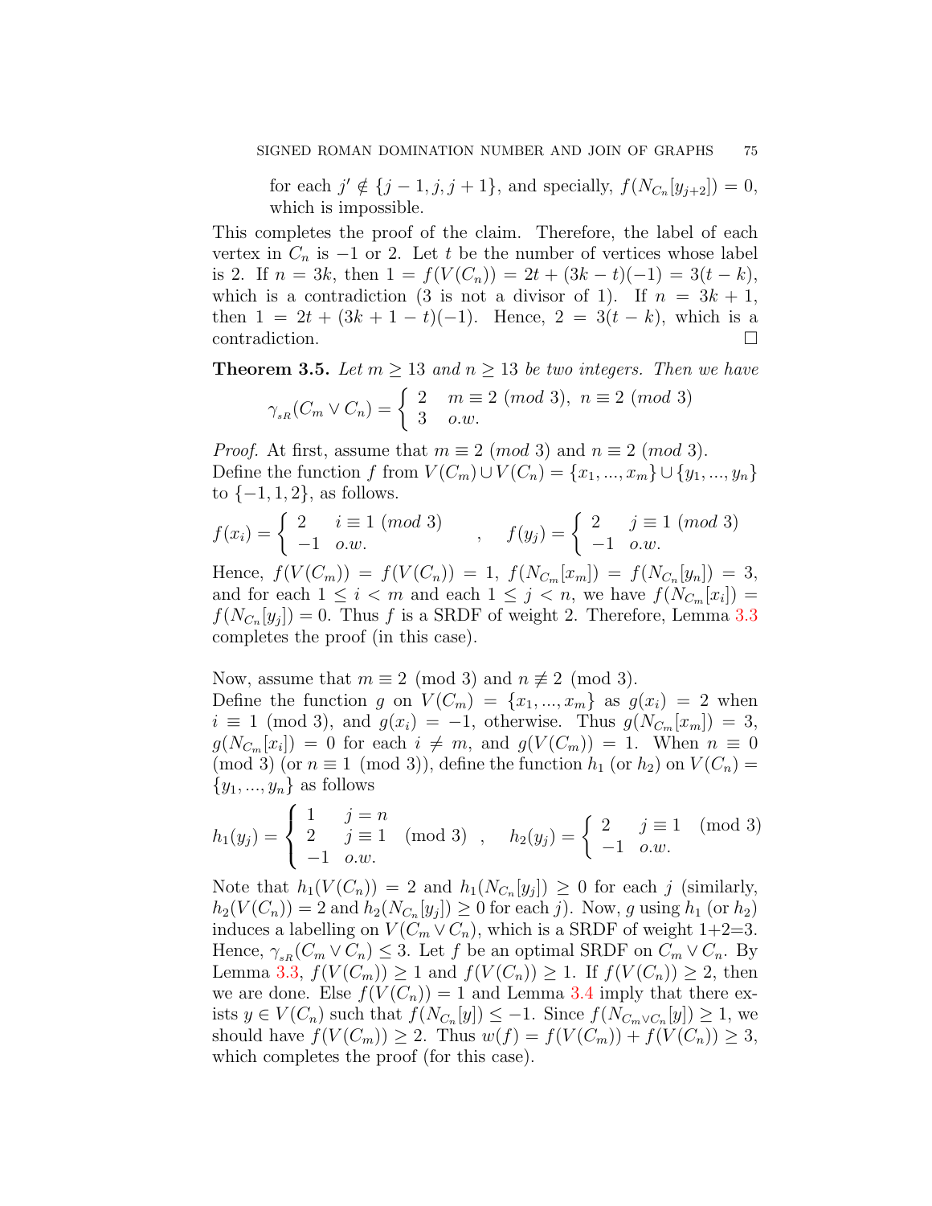for each $j' \notin \{j-1, j, j+1\}$, and specially, $f(N_{C_n}[y_{j+2}]) = 0$, which is impossible.

This completes the proof of the claim. Therefore, the label of each vertex in $C_n$ is $-1$ or 2. Let $t$ be the number of vertices whose label is 2. If $n = 3k$, then $1 = f(V(C_n)) = 2t + (3k-t)(-1) = 3(t-k)$, which is a contradiction (3 is not a divisor of 1). If $n = 3k+1$, then $1 = 2t + (3k+1-t)(-1)$. Hence, $2 = 3(t-k)$, which is a contradiction. □

**Theorem 3.5.** *Let $m \geq 13$ and $n \geq 13$ be two integers. Then we have*

$$\gamma_{_{sR}}(C_m \vee C_n) = \begin{cases} 2 & m \equiv 2 \ (mod\ 3), \ n \equiv 2 \ (mod\ 3) \\ 3 & o.w. \end{cases}$$

*Proof.* At first, assume that $m \equiv 2$ $(mod\ 3)$ and $n \equiv 2$ $(mod\ 3)$. Define the function $f$ from $V(C_m) \cup V(C_n) = \{x_1, ..., x_m\} \cup \{y_1, ..., y_n\}$ to $\{-1, 1, 2\}$, as follows.

$$f(x_i) = \begin{cases} 2 & i \equiv 1 \ (mod\ 3) \\ -1 & o.w. \end{cases} \quad , \quad f(y_j) = \begin{cases} 2 & j \equiv 1 \ (mod\ 3) \\ -1 & o.w. \end{cases}$$

Hence, $f(V(C_m)) = f(V(C_n)) = 1$, $f(N_{C_m}[x_m]) = f(N_{C_n}[y_n]) = 3$, and for each $1 \leq i < m$ and each $1 \leq j < n$, we have $f(N_{C_m}[x_i]) = f(N_{C_n}[y_j]) = 0$. Thus $f$ is a SRDF of weight 2. Therefore, Lemma 3.3 completes the proof (in this case).

Now, assume that $m \equiv 2$ (mod 3) and $n \not\equiv 2$ (mod 3).
Define the function $g$ on $V(C_m) = \{x_1, ..., x_m\}$ as $g(x_i) = 2$ when $i \equiv 1$ (mod 3), and $g(x_i) = -1$, otherwise. Thus $g(N_{C_m}[x_m]) = 3$, $g(N_{C_m}[x_i]) = 0$ for each $i \neq m$, and $g(V(C_m)) = 1$. When $n \equiv 0$ (mod 3) (or $n \equiv 1$ (mod 3)), define the function $h_1$ (or $h_2$) on $V(C_n) = \{y_1, ..., y_n\}$ as follows

$$h_1(y_j) = \begin{cases} 1 & j = n \\ 2 & j \equiv 1 \pmod 3 \\ -1 & o.w. \end{cases} \quad , \quad h_2(y_j) = \begin{cases} 2 & j \equiv 1 \pmod 3 \\ -1 & o.w. \end{cases}$$

Note that $h_1(V(C_n)) = 2$ and $h_1(N_{C_n}[y_j]) \geq 0$ for each $j$ (similarly, $h_2(V(C_n)) = 2$ and $h_2(N_{C_n}[y_j]) \geq 0$ for each $j$). Now, $g$ using $h_1$ (or $h_2$) induces a labelling on $V(C_m \vee C_n)$, which is a SRDF of weight 1+2=3. Hence, $\gamma_{_{sR}}(C_m \vee C_n) \leq 3$. Let $f$ be an optimal SRDF on $C_m \vee C_n$. By Lemma 3.3, $f(V(C_m)) \geq 1$ and $f(V(C_n)) \geq 1$. If $f(V(C_n)) \geq 2$, then we are done. Else $f(V(C_n)) = 1$ and Lemma 3.4 imply that there exists $y \in V(C_n)$ such that $f(N_{C_n}[y]) \leq -1$. Since $f(N_{C_m \vee C_n}[y]) \geq 1$, we should have $f(V(C_m)) \geq 2$. Thus $w(f) = f(V(C_m)) + f(V(C_n)) \geq 3$, which completes the proof (for this case).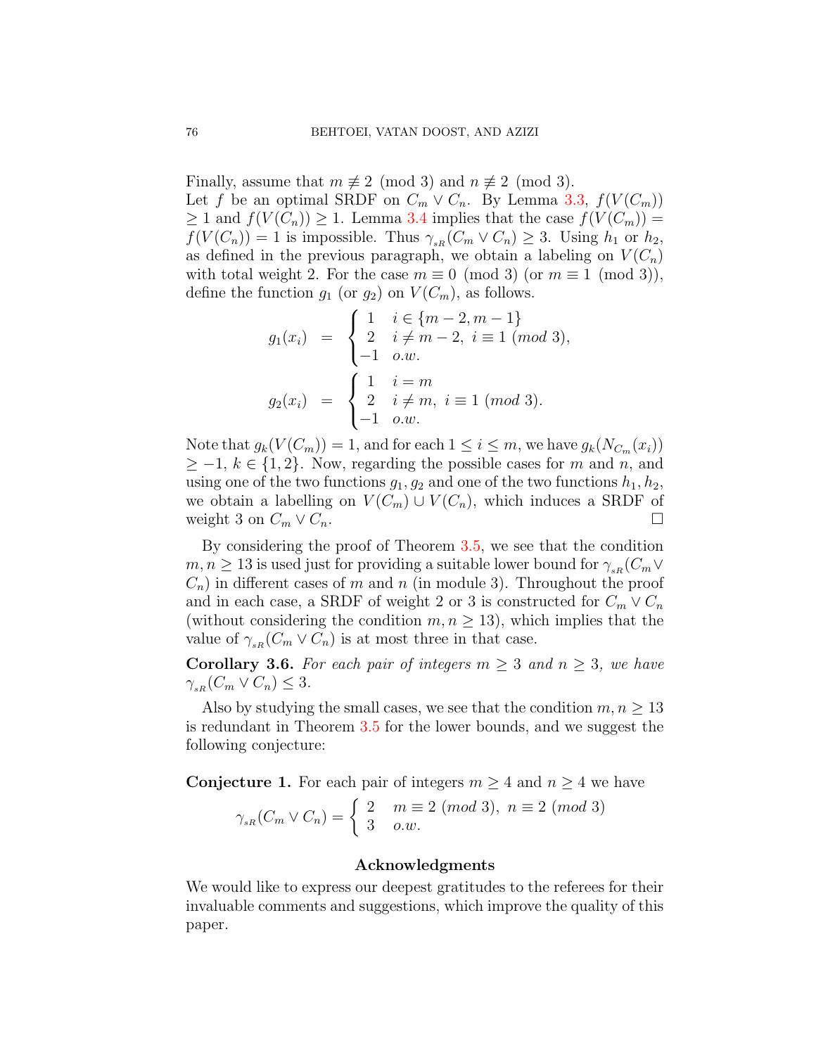Finally, assume that $m \not\equiv 2 \pmod 3$ and $n \not\equiv 2 \pmod 3$.
Let $f$ be an optimal SRDF on $C_m \vee C_n$. By Lemma 3.3, $f(V(C_m)) \geq 1$ and $f(V(C_n)) \geq 1$. Lemma 3.4 implies that the case $f(V(C_m)) = f(V(C_n)) = 1$ is impossible. Thus $\gamma_{sR}(C_m \vee C_n) \geq 3$. Using $h_1$ or $h_2$, as defined in the previous paragraph, we obtain a labeling on $V(C_n)$ with total weight 2. For the case $m \equiv 0 \pmod 3$ (or $m \equiv 1 \pmod 3$), define the function $g_1$ (or $g_2$) on $V(C_m)$, as follows.

$$g_1(x_i) = \begin{cases} 1 & i \in \{m-2, m-1\} \\ 2 & i \neq m-2,\ i \equiv 1\ (mod\ 3), \\ -1 & o.w. \end{cases}$$

$$g_2(x_i) = \begin{cases} 1 & i = m \\ 2 & i \neq m,\ i \equiv 1\ (mod\ 3). \\ -1 & o.w. \end{cases}$$

Note that $g_k(V(C_m)) = 1$, and for each $1 \leq i \leq m$, we have $g_k(N_{C_m}(x_i)) \geq -1$, $k \in \{1, 2\}$. Now, regarding the possible cases for $m$ and $n$, and using one of the two functions $g_1, g_2$ and one of the two functions $h_1, h_2$, we obtain a labelling on $V(C_m) \cup V(C_n)$, which induces a SRDF of weight 3 on $C_m \vee C_n$. □

By considering the proof of Theorem 3.5, we see that the condition $m, n \geq 13$ is used just for providing a suitable lower bound for $\gamma_{sR}(C_m \vee C_n)$ in different cases of $m$ and $n$ (in module 3). Throughout the proof and in each case, a SRDF of weight 2 or 3 is constructed for $C_m \vee C_n$ (without considering the condition $m, n \geq 13$), which implies that the value of $\gamma_{sR}(C_m \vee C_n)$ is at most three in that case.

**Corollary 3.6.** *For each pair of integers $m \geq 3$ and $n \geq 3$, we have $\gamma_{sR}(C_m \vee C_n) \leq 3$.*

Also by studying the small cases, we see that the condition $m, n \geq 13$ is redundant in Theorem 3.5 for the lower bounds, and we suggest the following conjecture:

**Conjecture 1.** For each pair of integers $m \geq 4$ and $n \geq 4$ we have

$$\gamma_{sR}(C_m \vee C_n) = \begin{cases} 2 & m \equiv 2\ (mod\ 3),\ n \equiv 2\ (mod\ 3) \\ 3 & o.w. \end{cases}$$

## Acknowledgments

We would like to express our deepest gratitudes to the referees for their invaluable comments and suggestions, which improve the quality of this paper.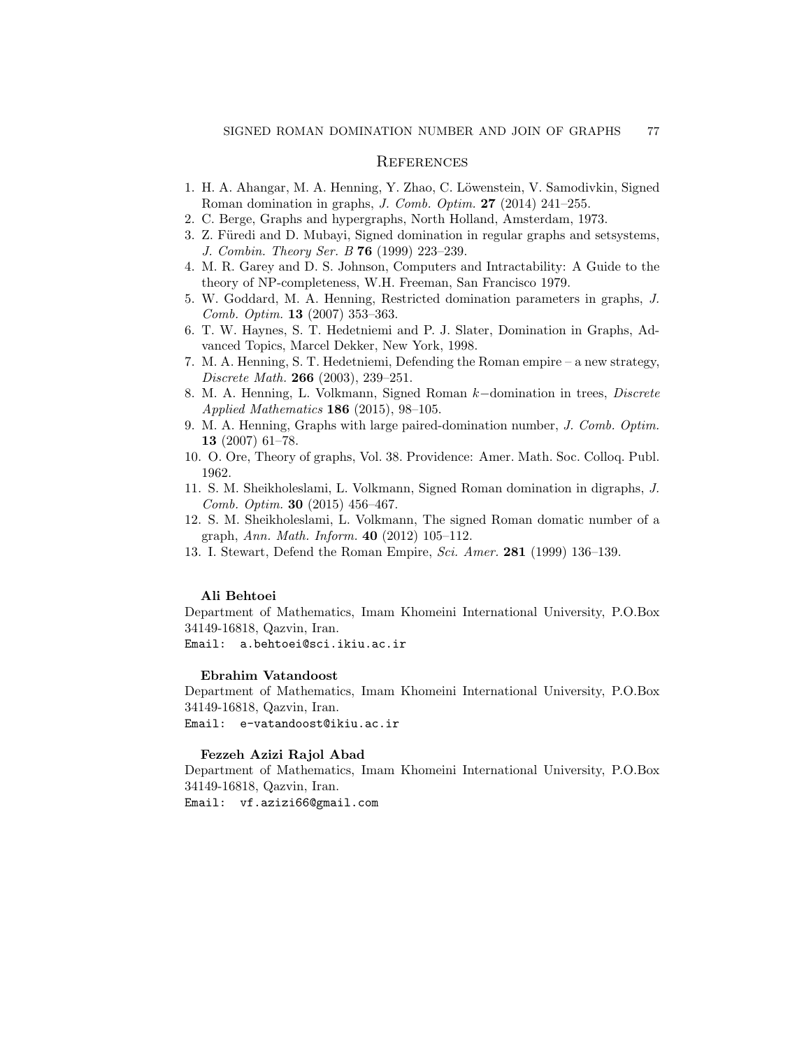## References

1. H. A. Ahangar, M. A. Henning, Y. Zhao, C. Löwenstein, V. Samodivkin, Signed Roman domination in graphs, *J. Comb. Optim.* **27** (2014) 241–255.
2. C. Berge, Graphs and hypergraphs, North Holland, Amsterdam, 1973.
3. Z. Füredi and D. Mubayi, Signed domination in regular graphs and setsystems, *J. Combin. Theory Ser. B* **76** (1999) 223–239.
4. M. R. Garey and D. S. Johnson, Computers and Intractability: A Guide to the theory of NP-completeness, W.H. Freeman, San Francisco 1979.
5. W. Goddard, M. A. Henning, Restricted domination parameters in graphs, *J. Comb. Optim.* **13** (2007) 353–363.
6. T. W. Haynes, S. T. Hedetniemi and P. J. Slater, Domination in Graphs, Advanced Topics, Marcel Dekker, New York, 1998.
7. M. A. Henning, S. T. Hedetniemi, Defending the Roman empire – a new strategy, *Discrete Math.* **266** (2003), 239–251.
8. M. A. Henning, L. Volkmann, Signed Roman $k-$domination in trees, *Discrete Applied Mathematics* **186** (2015), 98–105.
9. M. A. Henning, Graphs with large paired-domination number, *J. Comb. Optim.* **13** (2007) 61–78.
10. O. Ore, Theory of graphs, Vol. 38. Providence: Amer. Math. Soc. Colloq. Publ. 1962.
11. S. M. Sheikholeslami, L. Volkmann, Signed Roman domination in digraphs, *J. Comb. Optim.* **30** (2015) 456–467.
12. S. M. Sheikholeslami, L. Volkmann, The signed Roman domatic number of a graph, *Ann. Math. Inform.* **40** (2012) 105–112.
13. I. Stewart, Defend the Roman Empire, *Sci. Amer.* **281** (1999) 136–139.

**Ali Behtoei**
Department of Mathematics, Imam Khomeini International University, P.O.Box 34149-16818, Qazvin, Iran.
Email: a.behtoei@sci.ikiu.ac.ir

**Ebrahim Vatandoost**
Department of Mathematics, Imam Khomeini International University, P.O.Box 34149-16818, Qazvin, Iran.
Email: e-vatandoost@ikiu.ac.ir

**Fezzeh Azizi Rajol Abad**
Department of Mathematics, Imam Khomeini International University, P.O.Box 34149-16818, Qazvin, Iran.
Email: vf.azizi66@gmail.com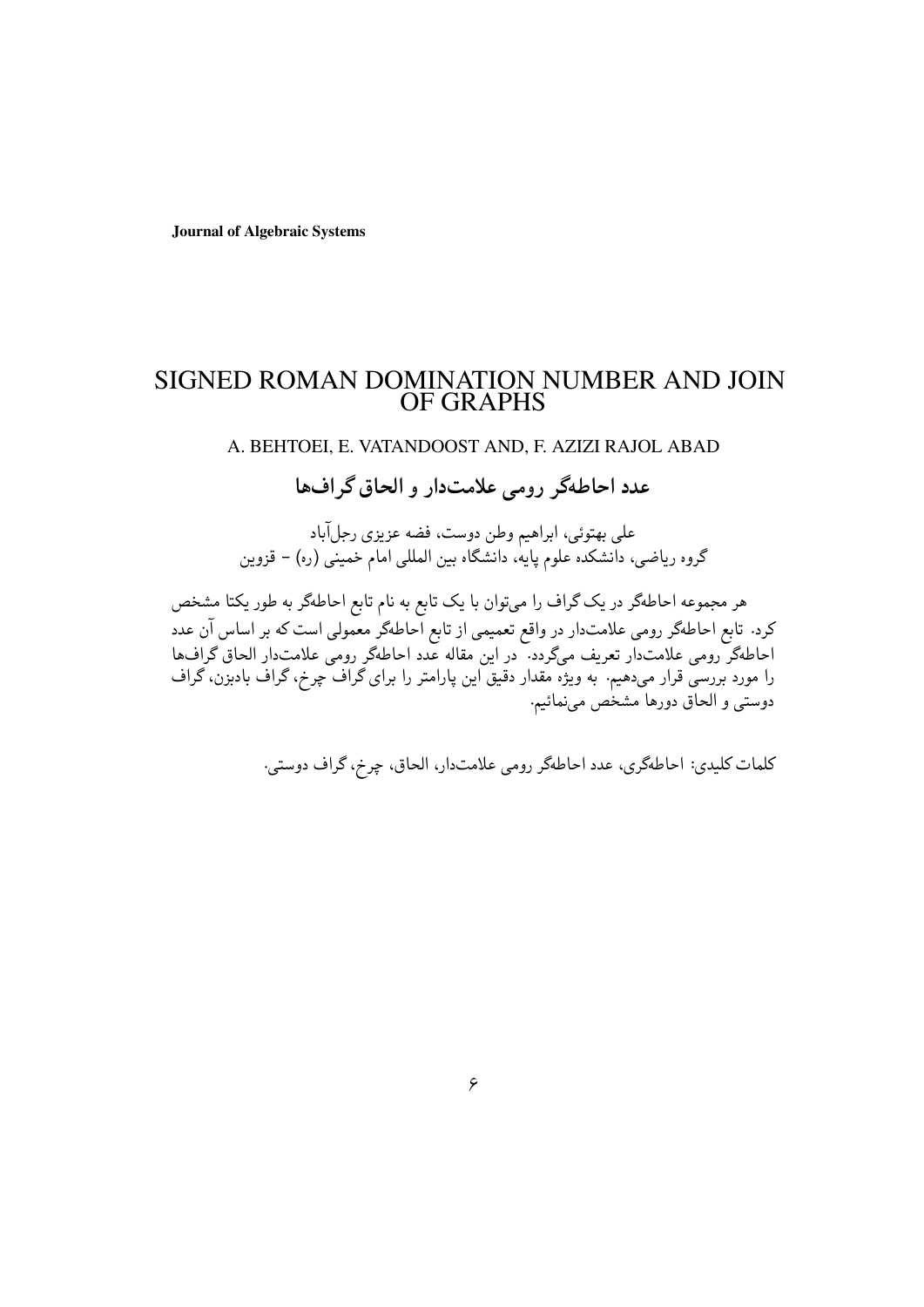**Journal of Algebraic Systems**

# SIGNED ROMAN DOMINATION NUMBER AND JOIN OF GRAPHS

A. BEHTOEI, E. VATANDOOST AND, F. AZIZI RAJOL ABAD

## عدد احاطه‌گر رومی علامت‌دار و الحاق گراف‌ها

علی بهتوئی، ابراهیم وطن دوست، فضه عزیزی رجل‌آباد

گروه ریاضی، دانشکده علوم پایه، دانشگاه بین المللی امام خمینی (ره) - قزوین

هر مجموعه احاطه‌گر در یک گراف را می‌توان با یک تابع به نام تابع احاطه‌گر به طور یکتا مشخص کرد. تابع احاطه‌گر رومی علامت‌دار در واقع تعمیمی از تابع احاطه‌گر معمولی است که بر اساس آن عدد احاطه‌گر رومی علامت‌دار تعریف می‌گردد. در این مقاله عدد احاطه‌گر رومی علامت‌دار الحاق گراف‌ها را مورد بررسی قرار می‌دهیم. به ویژه مقدار دقیق این پارامتر را برای گراف چرخ، گراف بادبزن، گراف دوستی و الحاق دورها مشخص می‌نمائیم.

کلمات کلیدی: احاطه‌گری، عدد احاطه‌گر رومی علامت‌دار، الحاق، چرخ، گراف دوستی.